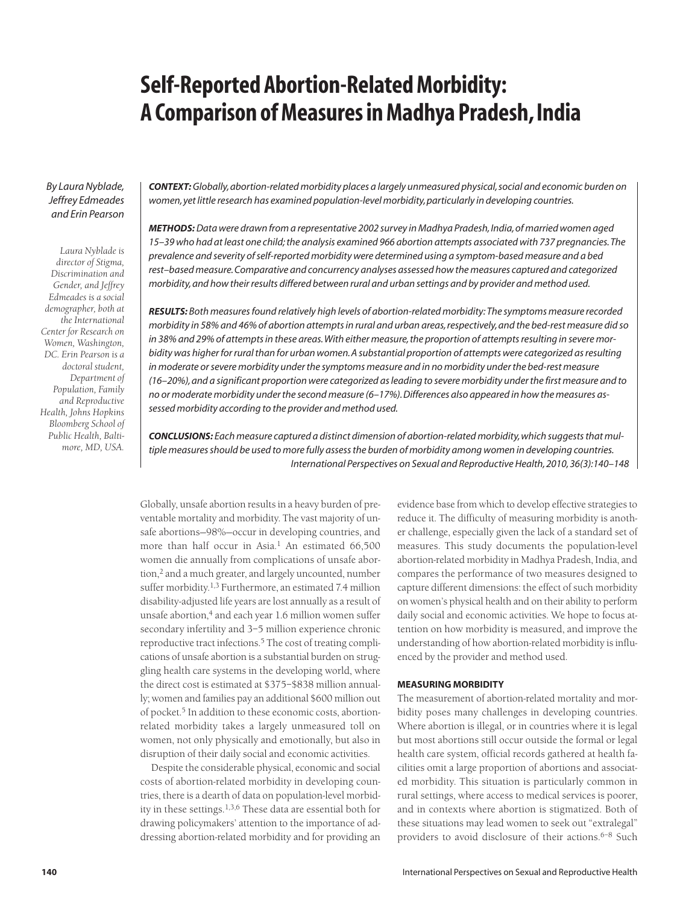# Self-Reported Abortion-Related Morbidity: A Comparison of Measures in Madhya Pradesh, India

*By Laura Nyblade, Jeffrey Edmeades and Erin Pearson*

*Laura Nyblade is director of Stigma, Discrimination and Gender, and Jeffrey Edmeades is a social demographer, both at the International Center for Research on Women, Washington, DC. Erin Pearson is a doctoral student, Department of Population, Family and Reproductive Health, Johns Hopkins Bloomberg School of Public Health, Baltimore, MD, USA.*

***CONTEXT:*** *Globally, abortion-related morbidity places a largely unmeasured physical, social and economic burden on women, yet little research has examined population-level morbidity, particularly in developing countries.*

***METHODS:*** *Data were drawn from a representative 2002 survey in Madhya Pradesh, India, of married women aged 15–39 who had at least one child; the analysis examined 966 abortion attempts associated with 737 pregnancies. The prevalence and severity of self-reported morbidity were determined using a symptom-based measure and a bed rest–based measure. Comparative and concurrency analyses assessed how the measures captured and categorized morbidity, and how their results differed between rural and urban settings and by provider and method used.*

***RESULTS:*** *Both measures found relatively high levels of abortion-related morbidity: The symptoms measure recorded morbidity in 58% and 46% of abortion attempts in rural and urban areas, respectively, and the bed-rest measure did so in 38% and 29% of attempts in these areas. With either measure, the proportion of attempts resulting in severe morbidity was higher for rural than for urban women. A substantial proportion of attempts were categorized as resulting in moderate or severe morbidity under the symptoms measure and in no morbidity under the bed-rest measure (16–20%), and a significant proportion were categorized as leading to severe morbidity under the first measure and to no or moderate morbidity under the second measure (6–17%). Differences also appeared in how the measures assessed morbidity according to the provider and method used.*

***CONCLUSIONS:*** *Each measure captured a distinct dimension of abortion-related morbidity, which suggests that multiple measures should be used to more fully assess the burden of morbidity among women in developing countries.*

*International Perspectives on Sexual and Reproductive Health, 2010, 36(3):140–148*

Globally, unsafe abortion results in a heavy burden of preventable mortality and morbidity. The vast majority of unsafe abortions—98%—occur in developing countries, and more than half occur in Asia.[1] An estimated 66,500 women die annually from complications of unsafe abortion,[2] and a much greater, and largely uncounted, number suffer morbidity.[1,3] Furthermore, an estimated 7.4 million disability-adjusted life years are lost annually as a result of unsafe abortion,[4] and each year 1.6 million women suffer secondary infertility and 3–5 million experience chronic reproductive tract infections.[5] The cost of treating complications of unsafe abortion is a substantial burden on struggling health care systems in the developing world, where the direct cost is estimated at \$375–\$838 million annually; women and families pay an additional \$600 million out of pocket.[5] In addition to these economic costs, abortion-related morbidity takes a largely unmeasured toll on women, not only physically and emotionally, but also in disruption of their daily social and economic activities.

Despite the considerable physical, economic and social costs of abortion-related morbidity in developing countries, there is a dearth of data on population-level morbidity in these settings.[1,3,6] These data are essential both for drawing policymakers' attention to the importance of addressing abortion-related morbidity and for providing an evidence base from which to develop effective strategies to reduce it. The difficulty of measuring morbidity is another challenge, especially given the lack of a standard set of measures. This study documents the population-level abortion-related morbidity in Madhya Pradesh, India, and compares the performance of two measures designed to capture different dimensions: the effect of such morbidity on women's physical health and on their ability to perform daily social and economic activities. We hope to focus attention on how morbidity is measured, and improve the understanding of how abortion-related morbidity is influenced by the provider and method used.

## MEASURING MORBIDITY

The measurement of abortion-related mortality and morbidity poses many challenges in developing countries. Where abortion is illegal, or in countries where it is legal but most abortions still occur outside the formal or legal health care system, official records gathered at health facilities omit a large proportion of abortions and associated morbidity. This situation is particularly common in rural settings, where access to medical services is poorer, and in contexts where abortion is stigmatized. Both of these situations may lead women to seek out "extralegal" providers to avoid disclosure of their actions.[6–8] Such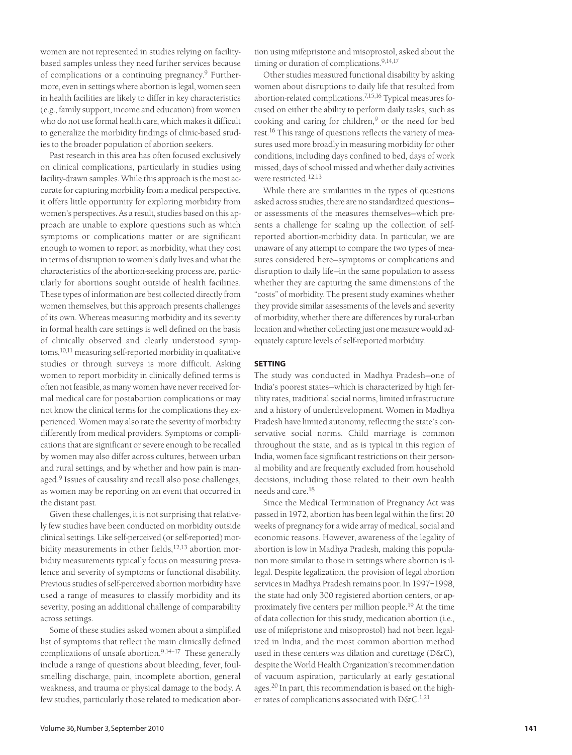women are not represented in studies relying on facility-based samples unless they need further services because of complications or a continuing pregnancy.[9] Furthermore, even in settings where abortion is legal, women seen in health facilities are likely to differ in key characteristics (e.g., family support, income and education) from women who do not use formal health care, which makes it difficult to generalize the morbidity findings of clinic-based studies to the broader population of abortion seekers.

Past research in this area has often focused exclusively on clinical complications, particularly in studies using facility-drawn samples. While this approach is the most accurate for capturing morbidity from a medical perspective, it offers little opportunity for exploring morbidity from women's perspectives. As a result, studies based on this approach are unable to explore questions such as which symptoms or complications matter or are significant enough to women to report as morbidity, what they cost in terms of disruption to women's daily lives and what the characteristics of the abortion-seeking process are, particularly for abortions sought outside of health facilities. These types of information are best collected directly from women themselves, but this approach presents challenges of its own. Whereas measuring morbidity and its severity in formal health care settings is well defined on the basis of clinically observed and clearly understood symptoms,[10,11] measuring self-reported morbidity in qualitative studies or through surveys is more difficult. Asking women to report morbidity in clinically defined terms is often not feasible, as many women have never received formal medical care for postabortion complications or may not know the clinical terms for the complications they experienced. Women may also rate the severity of morbidity differently from medical providers. Symptoms or complications that are significant or severe enough to be recalled by women may also differ across cultures, between urban and rural settings, and by whether and how pain is managed.[9] Issues of causality and recall also pose challenges, as women may be reporting on an event that occurred in the distant past.

Given these challenges, it is not surprising that relatively few studies have been conducted on morbidity outside clinical settings. Like self-perceived (or self-reported) morbidity measurements in other fields,[12,13] abortion morbidity measurements typically focus on measuring prevalence and severity of symptoms or functional disability. Previous studies of self-perceived abortion morbidity have used a range of measures to classify morbidity and its severity, posing an additional challenge of comparability across settings.

Some of these studies asked women about a simplified list of symptoms that reflect the main clinically defined complications of unsafe abortion.[9,14–17] These generally include a range of questions about bleeding, fever, foul-smelling discharge, pain, incomplete abortion, general weakness, and trauma or physical damage to the body. A few studies, particularly those related to medication abortion using mifepristone and misoprostol, asked about the timing or duration of complications.[9,14,17]

Other studies measured functional disability by asking women about disruptions to daily life that resulted from abortion-related complications.[7,15,16] Typical measures focused on either the ability to perform daily tasks, such as cooking and caring for children,[9] or the need for bed rest.[16] This range of questions reflects the variety of measures used more broadly in measuring morbidity for other conditions, including days confined to bed, days of work missed, days of school missed and whether daily activities were restricted.[12,13]

While there are similarities in the types of questions asked across studies, there are no standardized questions—or assessments of the measures themselves—which presents a challenge for scaling up the collection of self-reported abortion-morbidity data. In particular, we are unaware of any attempt to compare the two types of measures considered here—symptoms or complications and disruption to daily life—in the same population to assess whether they are capturing the same dimensions of the "costs" of morbidity. The present study examines whether they provide similar assessments of the levels and severity of morbidity, whether there are differences by rural-urban location and whether collecting just one measure would adequately capture levels of self-reported morbidity.

## SETTING

The study was conducted in Madhya Pradesh—one of India's poorest states—which is characterized by high fertility rates, traditional social norms, limited infrastructure and a history of underdevelopment. Women in Madhya Pradesh have limited autonomy, reflecting the state's conservative social norms. Child marriage is common throughout the state, and as is typical in this region of India, women face significant restrictions on their personal mobility and are frequently excluded from household decisions, including those related to their own health needs and care.[18]

Since the Medical Termination of Pregnancy Act was passed in 1972, abortion has been legal within the first 20 weeks of pregnancy for a wide array of medical, social and economic reasons. However, awareness of the legality of abortion is low in Madhya Pradesh, making this population more similar to those in settings where abortion is illegal. Despite legalization, the provision of legal abortion services in Madhya Pradesh remains poor. In 1997–1998, the state had only 300 registered abortion centers, or approximately five centers per million people.[19] At the time of data collection for this study, medication abortion (i.e., use of mifepristone and misoprostol) had not been legalized in India, and the most common abortion method used in these centers was dilation and curettage (D&C), despite the World Health Organization's recommendation of vacuum aspiration, particularly at early gestational ages.[20] In part, this recommendation is based on the higher rates of complications associated with D&C.[1,21]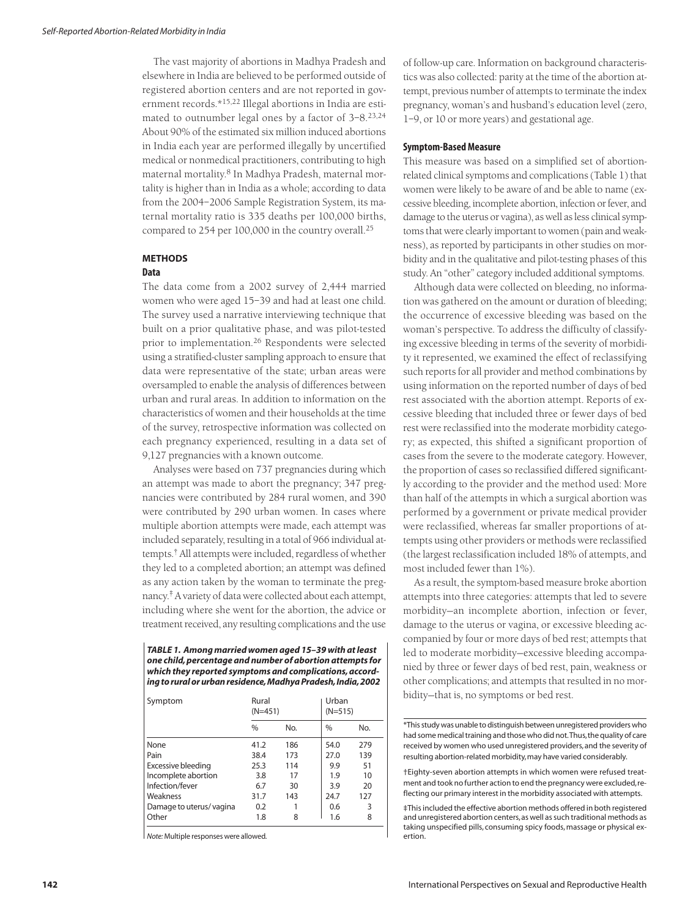The vast majority of abortions in Madhya Pradesh and elsewhere in India are believed to be performed outside of registered abortion centers and are not reported in government records.*[15,22] Illegal abortions in India are estimated to outnumber legal ones by a factor of 3–8.[23,24] About 90% of the estimated six million induced abortions in India each year are performed illegally by uncertified medical or nonmedical practitioners, contributing to high maternal mortality.[8] In Madhya Pradesh, maternal mortality is higher than in India as a whole; according to data from the 2004–2006 Sample Registration System, its maternal mortality ratio is 335 deaths per 100,000 births, compared to 254 per 100,000 in the country overall.[25]

## METHODS

### Data

The data come from a 2002 survey of 2,444 married women who were aged 15–39 and had at least one child. The survey used a narrative interviewing technique that built on a prior qualitative phase, and was pilot-tested prior to implementation.[26] Respondents were selected using a stratified-cluster sampling approach to ensure that data were representative of the state; urban areas were oversampled to enable the analysis of differences between urban and rural areas. In addition to information on the characteristics of women and their households at the time of the survey, retrospective information was collected on each pregnancy experienced, resulting in a data set of 9,127 pregnancies with a known outcome.

Analyses were based on 737 pregnancies during which an attempt was made to abort the pregnancy; 347 pregnancies were contributed by 284 rural women, and 390 were contributed by 290 urban women. In cases where multiple abortion attempts were made, each attempt was included separately, resulting in a total of 966 individual attempts.† All attempts were included, regardless of whether they led to a completed abortion; an attempt was defined as any action taken by the woman to terminate the pregnancy.‡ A variety of data were collected about each attempt, including where she went for the abortion, the advice or treatment received, any resulting complications and the use of follow-up care. Information on background characteristics was also collected: parity at the time of the abortion attempt, previous number of attempts to terminate the index pregnancy, woman's and husband's education level (zero, 1–9, or 10 or more years) and gestational age.

**TABLE 1. Among married women aged 15–39 with at least one child, percentage and number of abortion attempts for which they reported symptoms and complications, according to rural or urban residence, Madhya Pradesh, India, 2002**

| Symptom | Rural (N=451) | | Urban (N=515) | |
|---|---|---|---|---|
| | % | No. | % | No. |
| None | 41.2 | 186 | 54.0 | 279 |
| Pain | 38.4 | 173 | 27.0 | 139 |
| Excessive bleeding | 25.3 | 114 | 9.9 | 51 |
| Incomplete abortion | 3.8 | 17 | 1.9 | 10 |
| Infection/fever | 6.7 | 30 | 3.9 | 20 |
| Weakness | 31.7 | 143 | 24.7 | 127 |
| Damage to uterus/ vagina | 0.2 | 1 | 0.6 | 3 |
| Other | 1.8 | 8 | 1.6 | 8 |

*Note:* Multiple responses were allowed.

### Symptom-Based Measure

This measure was based on a simplified set of abortion-related clinical symptoms and complications (Table 1) that women were likely to be aware of and be able to name (excessive bleeding, incomplete abortion, infection or fever, and damage to the uterus or vagina), as well as less clinical symptoms that were clearly important to women (pain and weakness), as reported by participants in other studies on morbidity and in the qualitative and pilot-testing phases of this study. An "other" category included additional symptoms.

Although data were collected on bleeding, no information was gathered on the amount or duration of bleeding; the occurrence of excessive bleeding was based on the woman's perspective. To address the difficulty of classifying excessive bleeding in terms of the severity of morbidity it represented, we examined the effect of reclassifying such reports for all provider and method combinations by using information on the reported number of days of bed rest associated with the abortion attempt. Reports of excessive bleeding that included three or fewer days of bed rest were reclassified into the moderate morbidity category; as expected, this shifted a significant proportion of cases from the severe to the moderate category. However, the proportion of cases so reclassified differed significantly according to the provider and the method used: More than half of the attempts in which a surgical abortion was performed by a government or private medical provider were reclassified, whereas far smaller proportions of attempts using other providers or methods were reclassified (the largest reclassification included 18% of attempts, and most included fewer than 1%).

As a result, the symptom-based measure broke abortion attempts into three categories: attempts that led to severe morbidity—an incomplete abortion, infection or fever, damage to the uterus or vagina, or excessive bleeding accompanied by four or more days of bed rest; attempts that led to moderate morbidity—excessive bleeding accompanied by three or fewer days of bed rest, pain, weakness or other complications; and attempts that resulted in no morbidity—that is, no symptoms or bed rest.

*This study was unable to distinguish between unregistered providers who had some medical training and those who did not. Thus, the quality of care received by women who used unregistered providers, and the severity of resulting abortion-related morbidity, may have varied considerably.

†Eighty-seven abortion attempts in which women were refused treatment and took no further action to end the pregnancy were excluded, reflecting our primary interest in the morbidity associated with attempts.

‡This included the effective abortion methods offered in both registered and unregistered abortion centers, as well as such traditional methods as taking unspecified pills, consuming spicy foods, massage or physical exertion.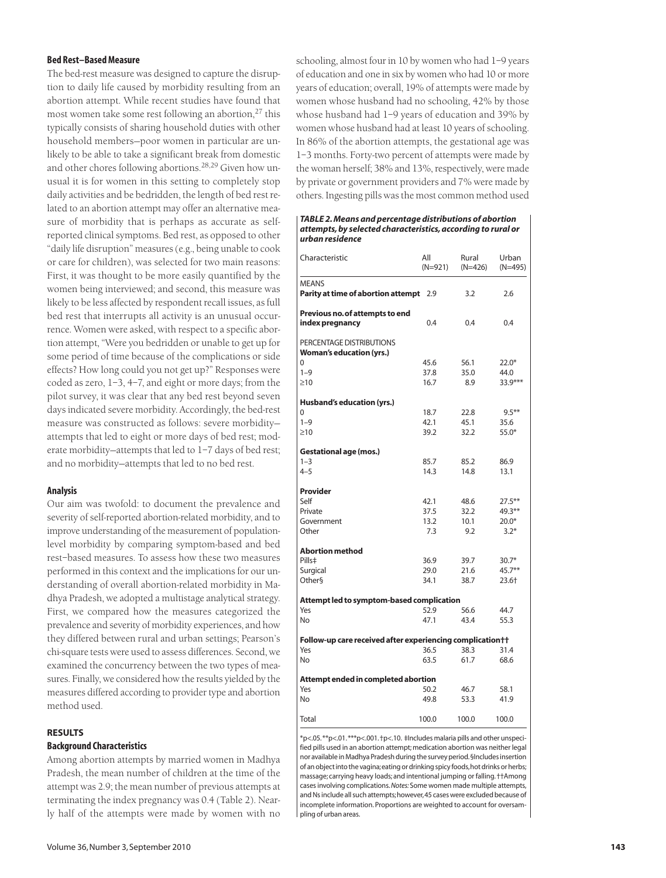### Bed Rest–Based Measure

The bed-rest measure was designed to capture the disruption to daily life caused by morbidity resulting from an abortion attempt. While recent studies have found that most women take some rest following an abortion,[27] this typically consists of sharing household duties with other household members—poor women in particular are unlikely to be able to take a significant break from domestic and other chores following abortions.[28,29] Given how unusual it is for women in this setting to completely stop daily activities and be bedridden, the length of bed rest related to an abortion attempt may offer an alternative measure of morbidity that is perhaps as accurate as self-reported clinical symptoms. Bed rest, as opposed to other "daily life disruption" measures (e.g., being unable to cook or care for children), was selected for two main reasons: First, it was thought to be more easily quantified by the women being interviewed; and second, this measure was likely to be less affected by respondent recall issues, as full bed rest that interrupts all activity is an unusual occurrence. Women were asked, with respect to a specific abortion attempt, "Were you bedridden or unable to get up for some period of time because of the complications or side effects? How long could you not get up?" Responses were coded as zero, 1–3, 4–7, and eight or more days; from the pilot survey, it was clear that any bed rest beyond seven days indicated severe morbidity. Accordingly, the bed-rest measure was constructed as follows: severe morbidity—attempts that led to eight or more days of bed rest; moderate morbidity—attempts that led to 1–7 days of bed rest; and no morbidity—attempts that led to no bed rest.

### Analysis

Our aim was twofold: to document the prevalence and severity of self-reported abortion-related morbidity, and to improve understanding of the measurement of population-level morbidity by comparing symptom-based and bed rest–based measures. To assess how these two measures performed in this context and the implications for our understanding of overall abortion-related morbidity in Madhya Pradesh, we adopted a multistage analytical strategy. First, we compared how the measures categorized the prevalence and severity of morbidity experiences, and how they differed between rural and urban settings; Pearson's chi-square tests were used to assess differences. Second, we examined the concurrency between the two types of measures. Finally, we considered how the results yielded by the measures differed according to provider type and abortion method used.

## RESULTS

### Background Characteristics

Among abortion attempts by married women in Madhya Pradesh, the mean number of children at the time of the attempt was 2.9; the mean number of previous attempts at terminating the index pregnancy was 0.4 (Table 2). Nearly half of the attempts were made by women with no schooling, almost four in 10 by women who had 1–9 years of education and one in six by women who had 10 or more years of education; overall, 19% of attempts were made by women whose husband had no schooling, 42% by those whose husband had 1–9 years of education and 39% by women whose husband had at least 10 years of schooling. In 86% of the abortion attempts, the gestational age was 1–3 months. Forty-two percent of attempts were made by the woman herself; 38% and 13%, respectively, were made by private or government providers and 7% were made by others. Ingesting pills was the most common method used

***TABLE 2. Means and percentage distributions of abortion attempts, by selected characteristics, according to rural or urban residence***

| Characteristic | All (N=921) | Rural (N=426) | Urban (N=495) |
|---|---|---|---|
| MEANS | | | |
| **Parity at time of abortion attempt** | 2.9 | 3.2 | 2.6 |
| **Previous no. of attempts to end index pregnancy** | 0.4 | 0.4 | 0.4 |
| PERCENTAGE DISTRIBUTIONS | | | |
| **Woman's education (yrs.)** | | | |
| 0 | 45.6 | 56.1 | 22.0* |
| 1–9 | 37.8 | 35.0 | 44.0 |
| ≥10 | 16.7 | 8.9 | 33.9*** |
| **Husband's education (yrs.)** | | | |
| 0 | 18.7 | 22.8 | 9.5** |
| 1–9 | 42.1 | 45.1 | 35.6 |
| ≥10 | 39.2 | 32.2 | 55.0* |
| **Gestational age (mos.)** | | | |
| 1–3 | 85.7 | 85.2 | 86.9 |
| 4–5 | 14.3 | 14.8 | 13.1 |
| **Provider** | | | |
| Self | 42.1 | 48.6 | 27.5** |
| Private | 37.5 | 32.2 | 49.3** |
| Government | 13.2 | 10.1 | 20.0* |
| Other | 7.3 | 9.2 | 3.2* |
| **Abortion method** | | | |
| Pills‡ | 36.9 | 39.7 | 30.7* |
| Surgical | 29.0 | 21.6 | 45.7** |
| Other§ | 34.1 | 38.7 | 23.6† |
| **Attempt led to symptom-based complication** | | | |
| Yes | 52.9 | 56.6 | 44.7 |
| No | 47.1 | 43.4 | 55.3 |
| **Follow-up care received after experiencing complication††** | | | |
| Yes | 36.5 | 38.3 | 31.4 |
| No | 63.5 | 61.7 | 68.6 |
| **Attempt ended in completed abortion** | | | |
| Yes | 50.2 | 46.7 | 58.1 |
| No | 49.8 | 53.3 | 41.9 |
| Total | 100.0 | 100.0 | 100.0 |

*p<.05. **p<.01. ***p<.001. †p<.10. ‡Includes malaria pills and other unspecified pills used in an abortion attempt; medication abortion was neither legal nor available in Madhya Pradesh during the survey period. §Includes insertion of an object into the vagina; eating or drinking spicy foods, hot drinks or herbs; massage; carrying heavy loads; and intentional jumping or falling. ††Among cases involving complications. *Notes:* Some women made multiple attempts, and Ns include all such attempts; however, 45 cases were excluded because of incomplete information. Proportions are weighted to account for oversampling of urban areas.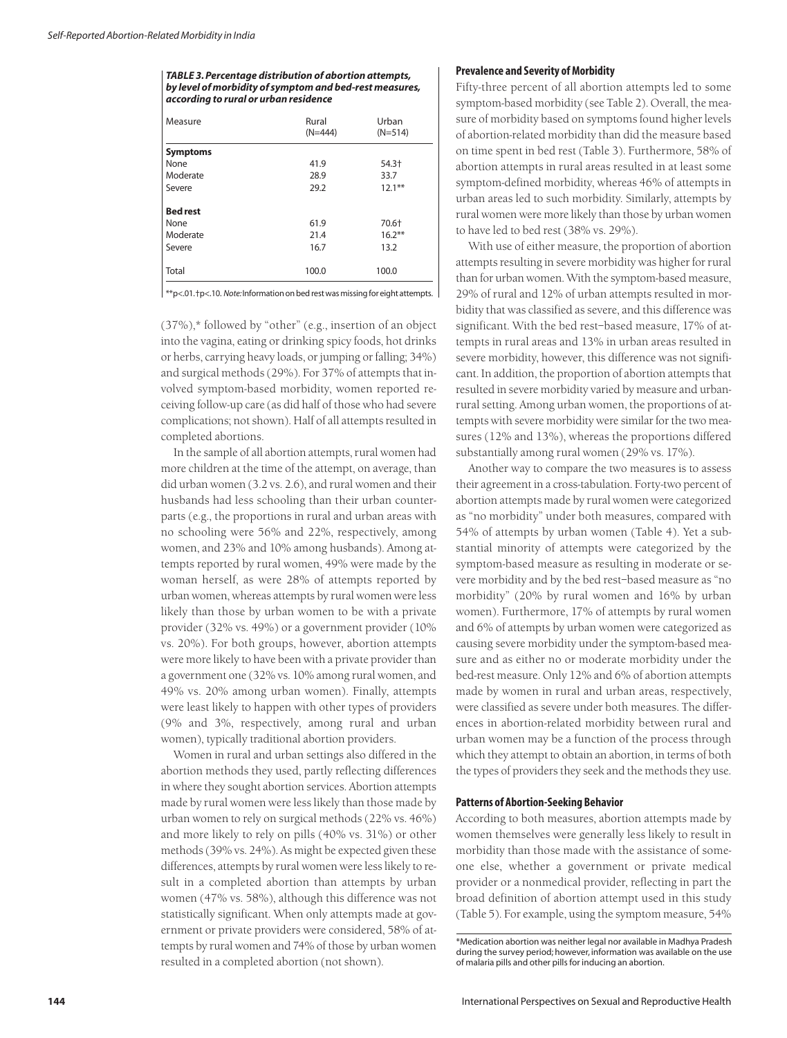***TABLE 3. Percentage distribution of abortion attempts, by level of morbidity of symptom and bed-rest measures, according to rural or urban residence***

| Measure | Rural (N=444) | Urban (N=514) |
|---|---|---|
| **Symptoms** | | |
| None | 41.9 | 54.3† |
| Moderate | 28.9 | 33.7 |
| Severe | 29.2 | 12.1** |
| **Bed rest** | | |
| None | 61.9 | 70.6† |
| Moderate | 21.4 | 16.2** |
| Severe | 16.7 | 13.2 |
| Total | 100.0 | 100.0 |

**p<.01. †p<.10. *Note:* Information on bed rest was missing for eight attempts.

(37%),* followed by "other" (e.g., insertion of an object into the vagina, eating or drinking spicy foods, hot drinks or herbs, carrying heavy loads, or jumping or falling; 34%) and surgical methods (29%). For 37% of attempts that involved symptom-based morbidity, women reported receiving follow-up care (as did half of those who had severe complications; not shown). Half of all attempts resulted in completed abortions.

In the sample of all abortion attempts, rural women had more children at the time of the attempt, on average, than did urban women (3.2 vs. 2.6), and rural women and their husbands had less schooling than their urban counterparts (e.g., the proportions in rural and urban areas with no schooling were 56% and 22%, respectively, among women, and 23% and 10% among husbands). Among attempts reported by rural women, 49% were made by the woman herself, as were 28% of attempts reported by urban women, whereas attempts by rural women were less likely than those by urban women to be with a private provider (32% vs. 49%) or a government provider (10% vs. 20%). For both groups, however, abortion attempts were more likely to have been with a private provider than a government one (32% vs. 10% among rural women, and 49% vs. 20% among urban women). Finally, attempts were least likely to happen with other types of providers (9% and 3%, respectively, among rural and urban women), typically traditional abortion providers.

Women in rural and urban settings also differed in the abortion methods they used, partly reflecting differences in where they sought abortion services. Abortion attempts made by rural women were less likely than those made by urban women to rely on surgical methods (22% vs. 46%) and more likely to rely on pills (40% vs. 31%) or other methods (39% vs. 24%). As might be expected given these differences, attempts by rural women were less likely to result in a completed abortion than attempts by urban women (47% vs. 58%), although this difference was not statistically significant. When only attempts made at government or private providers were considered, 58% of attempts by rural women and 74% of those by urban women resulted in a completed abortion (not shown).

### Prevalence and Severity of Morbidity

Fifty-three percent of all abortion attempts led to some symptom-based morbidity (see Table 2). Overall, the measure of morbidity based on symptoms found higher levels of abortion-related morbidity than did the measure based on time spent in bed rest (Table 3). Furthermore, 58% of abortion attempts in rural areas resulted in at least some symptom-defined morbidity, whereas 46% of attempts in urban areas led to such morbidity. Similarly, attempts by rural women were more likely than those by urban women to have led to bed rest (38% vs. 29%).

With use of either measure, the proportion of abortion attempts resulting in severe morbidity was higher for rural than for urban women. With the symptom-based measure, 29% of rural and 12% of urban attempts resulted in morbidity that was classified as severe, and this difference was significant. With the bed rest–based measure, 17% of attempts in rural areas and 13% in urban areas resulted in severe morbidity, however, this difference was not significant. In addition, the proportion of abortion attempts that resulted in severe morbidity varied by measure and urban-rural setting. Among urban women, the proportions of attempts with severe morbidity were similar for the two measures (12% and 13%), whereas the proportions differed substantially among rural women (29% vs. 17%).

Another way to compare the two measures is to assess their agreement in a cross-tabulation. Forty-two percent of abortion attempts made by rural women were categorized as "no morbidity" under both measures, compared with 54% of attempts by urban women (Table 4). Yet a substantial minority of attempts were categorized by the symptom-based measure as resulting in moderate or severe morbidity and by the bed rest–based measure as "no morbidity" (20% by rural women and 16% by urban women). Furthermore, 17% of attempts by rural women and 6% of attempts by urban women were categorized as causing severe morbidity under the symptom-based measure and as either no or moderate morbidity under the bed-rest measure. Only 12% and 6% of abortion attempts made by women in rural and urban areas, respectively, were classified as severe under both measures. The differences in abortion-related morbidity between rural and urban women may be a function of the process through which they attempt to obtain an abortion, in terms of both the types of providers they seek and the methods they use.

### Patterns of Abortion-Seeking Behavior

According to both measures, abortion attempts made by women themselves were generally less likely to result in morbidity than those made with the assistance of someone else, whether a government or private medical provider or a nonmedical provider, reflecting in part the broad definition of abortion attempt used in this study (Table 5). For example, using the symptom measure, 54%

*Medication abortion was neither legal nor available in Madhya Pradesh during the survey period; however, information was available on the use of malaria pills and other pills for inducing an abortion.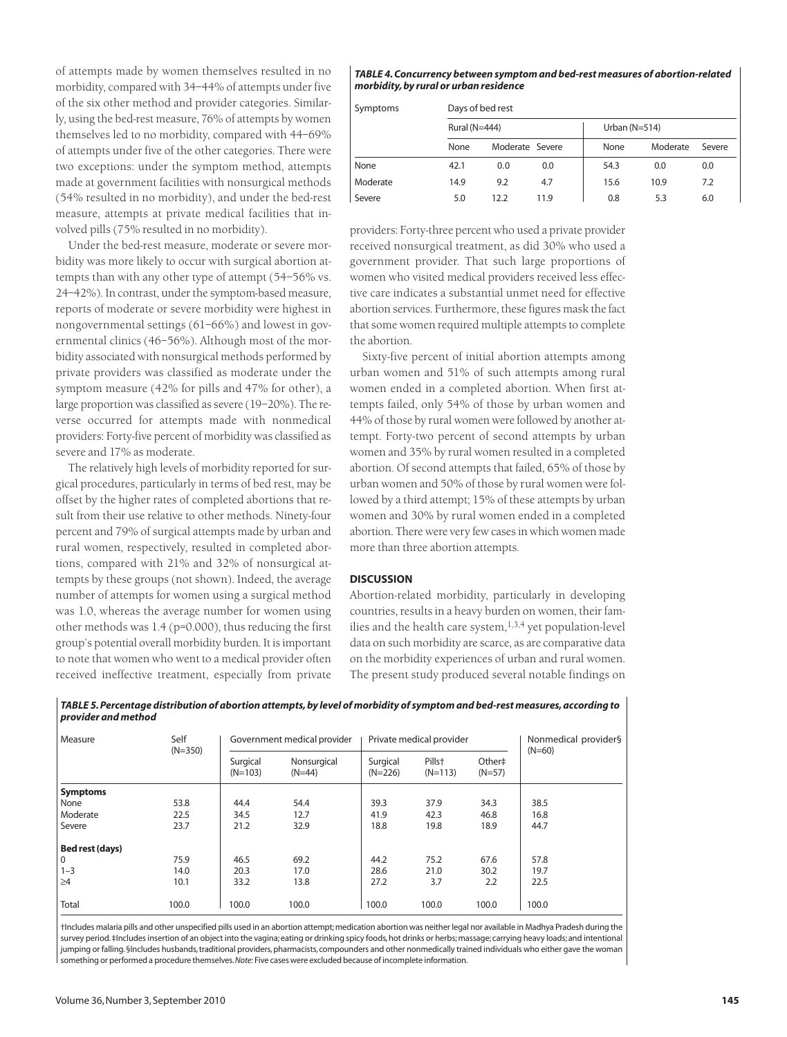of attempts made by women themselves resulted in no morbidity, compared with 34–44% of attempts under five of the six other method and provider categories. Similarly, using the bed-rest measure, 76% of attempts by women themselves led to no morbidity, compared with 44–69% of attempts under five of the other categories. There were two exceptions: under the symptom method, attempts made at government facilities with nonsurgical methods (54% resulted in no morbidity), and under the bed-rest measure, attempts at private medical facilities that involved pills (75% resulted in no morbidity).

Under the bed-rest measure, moderate or severe morbidity was more likely to occur with surgical abortion attempts than with any other type of attempt (54–56% vs. 24–42%). In contrast, under the symptom-based measure, reports of moderate or severe morbidity were highest in nongovernmental settings (61–66%) and lowest in governmental clinics (46–56%). Although most of the morbidity associated with nonsurgical methods performed by private providers was classified as moderate under the symptom measure (42% for pills and 47% for other), a large proportion was classified as severe (19–20%). The reverse occurred for attempts made with nonmedical providers: Forty-five percent of morbidity was classified as severe and 17% as moderate.

The relatively high levels of morbidity reported for surgical procedures, particularly in terms of bed rest, may be offset by the higher rates of completed abortions that result from their use relative to other methods. Ninety-four percent and 79% of surgical attempts made by urban and rural women, respectively, resulted in completed abortions, compared with 21% and 32% of nonsurgical attempts by these groups (not shown). Indeed, the average number of attempts for women using a surgical method was 1.0, whereas the average number for women using other methods was 1.4 ($p$=0.000), thus reducing the first group's potential overall morbidity burden. It is important to note that women who went to a medical provider often received ineffective treatment, especially from private providers: Forty-three percent who used a private provider received nonsurgical treatment, as did 30% who used a government provider. That such large proportions of women who visited medical providers received less effective care indicates a substantial unmet need for effective abortion services. Furthermore, these figures mask the fact that some women required multiple attempts to complete the abortion.

Sixty-five percent of initial abortion attempts among urban women and 51% of such attempts among rural women ended in a completed abortion. When first attempts failed, only 54% of those by urban women and 44% of those by rural women were followed by another attempt. Forty-two percent of second attempts by urban women and 35% by rural women resulted in a completed abortion. Of second attempts that failed, 65% of those by urban women and 50% of those by rural women were followed by a third attempt; 15% of these attempts by urban women and 30% by rural women ended in a completed abortion. There were very few cases in which women made more than three abortion attempts.

***TABLE 4. Concurrency between symptom and bed-rest measures of abortion-related morbidity, by rural or urban residence***

| Symptoms | Days of bed rest | | | | | |
|---|---|---|---|---|---|---|
| | Rural (N=444) | | | Urban (N=514) | | |
| | None | Moderate | Severe | None | Moderate | Severe |
| None | 42.1 | 0.0 | 0.0 | 54.3 | 0.0 | 0.0 |
| Moderate | 14.9 | 9.2 | 4.7 | 15.6 | 10.9 | 7.2 |
| Severe | 5.0 | 12.2 | 11.9 | 0.8 | 5.3 | 6.0 |

## DISCUSSION

Abortion-related morbidity, particularly in developing countries, results in a heavy burden on women, their families and the health care system,[1,3,4] yet population-level data on such morbidity are scarce, as are comparative data on the morbidity experiences of urban and rural women. The present study produced several notable findings on

***TABLE 5. Percentage distribution of abortion attempts, by level of morbidity of symptom and bed-rest measures, according to provider and method***

| Measure | Self (N=350) | Government medical provider | | Private medical provider | | | Nonmedical provider§ (N=60) |
|---|---|---|---|---|---|---|---|
| | | Surgical (N=103) | Nonsurgical (N=44) | Surgical (N=226) | Pills† (N=113) | Other‡ (N=57) | |
| **Symptoms** | | | | | | | |
| None | 53.8 | 44.4 | 54.4 | 39.3 | 37.9 | 34.3 | 38.5 |
| Moderate | 22.5 | 34.5 | 12.7 | 41.9 | 42.3 | 46.8 | 16.8 |
| Severe | 23.7 | 21.2 | 32.9 | 18.8 | 19.8 | 18.9 | 44.7 |
| **Bed rest (days)** | | | | | | | |
| 0 | 75.9 | 46.5 | 69.2 | 44.2 | 75.2 | 67.6 | 57.8 |
| 1–3 | 14.0 | 20.3 | 17.0 | 28.6 | 21.0 | 30.2 | 19.7 |
| ≥4 | 10.1 | 33.2 | 13.8 | 27.2 | 3.7 | 2.2 | 22.5 |
| Total | 100.0 | 100.0 | 100.0 | 100.0 | 100.0 | 100.0 | 100.0 |

†Includes malaria pills and other unspecified pills used in an abortion attempt; medication abortion was neither legal nor available in Madhya Pradesh during the survey period. ‡Includes insertion of an object into the vagina; eating or drinking spicy foods, hot drinks or herbs; massage; carrying heavy loads; and intentional jumping or falling. §Includes husbands, traditional providers, pharmacists, compounders and other nonmedically trained individuals who either gave the woman something or performed a procedure themselves. *Note:* Five cases were excluded because of incomplete information.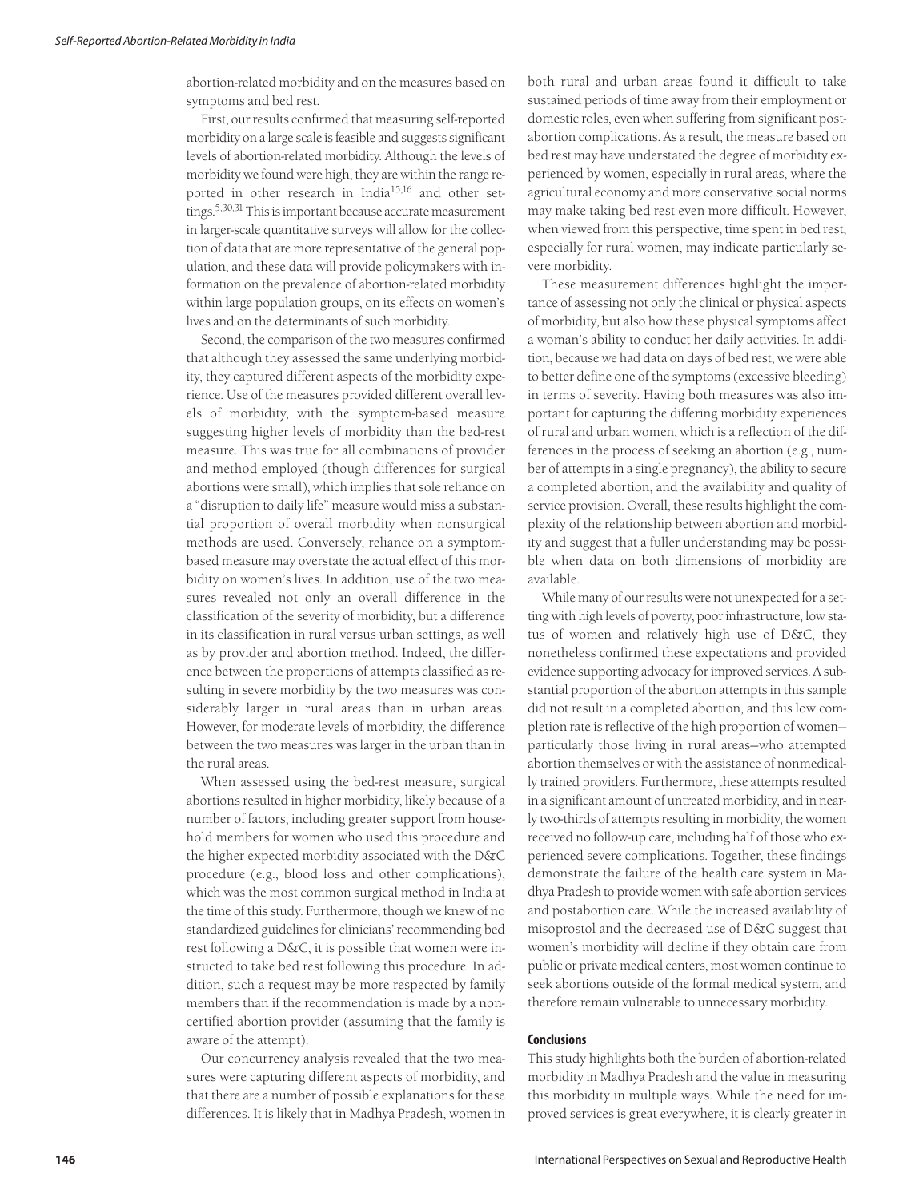abortion-related morbidity and on the measures based on symptoms and bed rest.

First, our results confirmed that measuring self-reported morbidity on a large scale is feasible and suggests significant levels of abortion-related morbidity. Although the levels of morbidity we found were high, they are within the range reported in other research in India[15,16] and other settings.[5,30,31] This is important because accurate measurement in larger-scale quantitative surveys will allow for the collection of data that are more representative of the general population, and these data will provide policymakers with information on the prevalence of abortion-related morbidity within large population groups, on its effects on women's lives and on the determinants of such morbidity.

Second, the comparison of the two measures confirmed that although they assessed the same underlying morbidity, they captured different aspects of the morbidity experience. Use of the measures provided different overall levels of morbidity, with the symptom-based measure suggesting higher levels of morbidity than the bed-rest measure. This was true for all combinations of provider and method employed (though differences for surgical abortions were small), which implies that sole reliance on a "disruption to daily life" measure would miss a substantial proportion of overall morbidity when nonsurgical methods are used. Conversely, reliance on a symptom-based measure may overstate the actual effect of this morbidity on women's lives. In addition, use of the two measures revealed not only an overall difference in the classification of the severity of morbidity, but a difference in its classification in rural versus urban settings, as well as by provider and abortion method. Indeed, the difference between the proportions of attempts classified as resulting in severe morbidity by the two measures was considerably larger in rural areas than in urban areas. However, for moderate levels of morbidity, the difference between the two measures was larger in the urban than in the rural areas.

When assessed using the bed-rest measure, surgical abortions resulted in higher morbidity, likely because of a number of factors, including greater support from household members for women who used this procedure and the higher expected morbidity associated with the D&C procedure (e.g., blood loss and other complications), which was the most common surgical method in India at the time of this study. Furthermore, though we knew of no standardized guidelines for clinicians' recommending bed rest following a D&C, it is possible that women were instructed to take bed rest following this procedure. In addition, such a request may be more respected by family members than if the recommendation is made by a noncertified abortion provider (assuming that the family is aware of the attempt).

Our concurrency analysis revealed that the two measures were capturing different aspects of morbidity, and that there are a number of possible explanations for these differences. It is likely that in Madhya Pradesh, women in both rural and urban areas found it difficult to take sustained periods of time away from their employment or domestic roles, even when suffering from significant postabortion complications. As a result, the measure based on bed rest may have understated the degree of morbidity experienced by women, especially in rural areas, where the agricultural economy and more conservative social norms may make taking bed rest even more difficult. However, when viewed from this perspective, time spent in bed rest, especially for rural women, may indicate particularly severe morbidity.

These measurement differences highlight the importance of assessing not only the clinical or physical aspects of morbidity, but also how these physical symptoms affect a woman's ability to conduct her daily activities. In addition, because we had data on days of bed rest, we were able to better define one of the symptoms (excessive bleeding) in terms of severity. Having both measures was also important for capturing the differing morbidity experiences of rural and urban women, which is a reflection of the differences in the process of seeking an abortion (e.g., number of attempts in a single pregnancy), the ability to secure a completed abortion, and the availability and quality of service provision. Overall, these results highlight the complexity of the relationship between abortion and morbidity and suggest that a fuller understanding may be possible when data on both dimensions of morbidity are available.

While many of our results were not unexpected for a setting with high levels of poverty, poor infrastructure, low status of women and relatively high use of D&C, they nonetheless confirmed these expectations and provided evidence supporting advocacy for improved services. A substantial proportion of the abortion attempts in this sample did not result in a completed abortion, and this low completion rate is reflective of the high proportion of women—particularly those living in rural areas—who attempted abortion themselves or with the assistance of nonmedically trained providers. Furthermore, these attempts resulted in a significant amount of untreated morbidity, and in nearly two-thirds of attempts resulting in morbidity, the women received no follow-up care, including half of those who experienced severe complications. Together, these findings demonstrate the failure of the health care system in Madhya Pradesh to provide women with safe abortion services and postabortion care. While the increased availability of misoprostol and the decreased use of D&C suggest that women's morbidity will decline if they obtain care from public or private medical centers, most women continue to seek abortions outside of the formal medical system, and therefore remain vulnerable to unnecessary morbidity.

## Conclusions

This study highlights both the burden of abortion-related morbidity in Madhya Pradesh and the value in measuring this morbidity in multiple ways. While the need for improved services is great everywhere, it is clearly greater in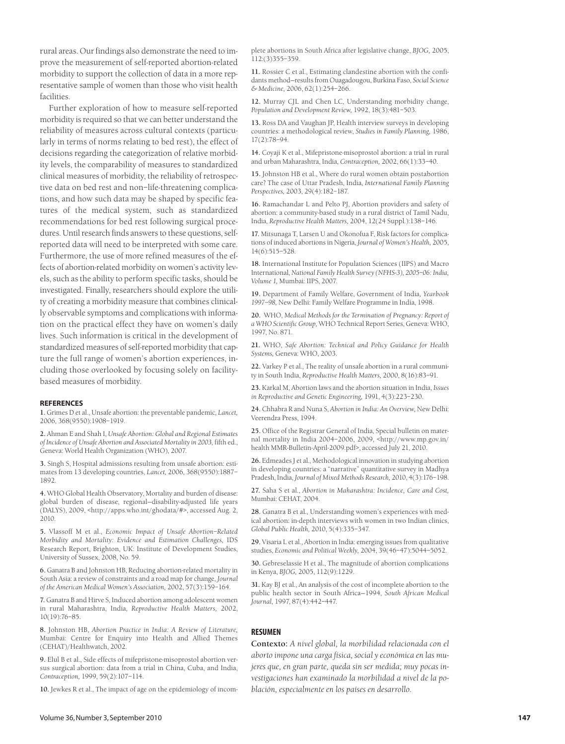rural areas. Our findings also demonstrate the need to improve the measurement of self-reported abortion-related morbidity to support the collection of data in a more representative sample of women than those who visit health facilities.

Further exploration of how to measure self-reported morbidity is required so that we can better understand the reliability of measures across cultural contexts (particularly in terms of norms relating to bed rest), the effect of decisions regarding the categorization of relative morbidity levels, the comparability of measures to standardized clinical measures of morbidity, the reliability of retrospective data on bed rest and non–life-threatening complications, and how such data may be shaped by specific features of the medical system, such as standardized recommendations for bed rest following surgical procedures. Until research finds answers to these questions, self-reported data will need to be interpreted with some care. Furthermore, the use of more refined measures of the effects of abortion-related morbidity on women's activity levels, such as the ability to perform specific tasks, should be investigated. Finally, researchers should explore the utility of creating a morbidity measure that combines clinically observable symptoms and complications with information on the practical effect they have on women's daily lives. Such information is critical in the development of standardized measures of self-reported morbidity that capture the full range of women's abortion experiences, including those overlooked by focusing solely on facility-based measures of morbidity.

## REFERENCES

**1.** Grimes D et al., Unsafe abortion: the preventable pandemic, *Lancet,* 2006, 368(9550):1908–1919.

**2.** Ahman E and Shah I, *Unsafe Abortion: Global and Regional Estimates of Incidence of Unsafe Abortion and Associated Mortality in 2003,* fifth ed., Geneva: World Health Organization (WHO), 2007.

**3.** Singh S, Hospital admissions resulting from unsafe abortion: estimates from 13 developing countries, *Lancet,* 2006, 368(9550):1887–1892.

**4.** WHO Global Health Observatory, Mortality and burden of disease: global burden of disease, regional—disability-adjusted life years (DALYS), 2009, <http://apps.who.int/ghodata/#>, accessed Aug. 2, 2010.

**5.** Vlassoff M et al., *Economic Impact of Unsafe Abortion–Related Morbidity and Mortality: Evidence and Estimation Challenges,* IDS Research Report, Brighton, UK: Institute of Development Studies, University of Sussex, 2008, No. 59.

**6.** Ganatra B and Johnston HB, Reducing abortion-related mortality in South Asia: a review of constraints and a road map for change, *Journal of the American Medical Women's Association,* 2002, 57(3):159–164.

**7.** Ganatra B and Hirve S, Induced abortion among adolescent women in rural Maharashtra, India, *Reproductive Health Matters,* 2002, 10(19):76–85.

**8.** Johnston HB, *Abortion Practice in India: A Review of Literature,* Mumbai: Centre for Enquiry into Health and Allied Themes (CEHAT)/Healthwatch, 2002.

**9.** Elul B et al., Side effects of mifepristone-misoprostol abortion versus surgical abortion: data from a trial in China, Cuba, and India, *Contraception,* 1999, 59(2):107–114.

**10.** Jewkes R et al., The impact of age on the epidemiology of incomplete abortions in South Africa after legislative change, *BJOG,* 2005, 112:(3)355–359.

**11.** Rossier C et al., Estimating clandestine abortion with the confidants method—results from Ouagadougou, Burkina Faso, *Social Science & Medicine,* 2006, 62(1):254–266.

**12.** Murray CJL and Chen LC, Understanding morbidity change, *Population and Development Review,* 1992, 18(3):481–503.

**13.** Ross DA and Vaughan JP, Health interview surveys in developing countries: a methodological review, *Studies in Family Planning,* 1986, 17(2):78–94.

**14.** Coyaji K et al., Mifepristone-misoprostol abortion: a trial in rural and urban Maharashtra, India, *Contraception,* 2002, 66(1):33–40.

**15.** Johnston HB et al., Where do rural women obtain postabortion care? The case of Uttar Pradesh, India, *International Family Planning Perspectives,* 2003, 29(4):182–187.

**16.** Ramachandar L and Pelto PJ, Abortion providers and safety of abortion: a community-based study in a rural district of Tamil Nadu, India, *Reproductive Health Matters,* 2004, 12(24 Suppl.):138–146.

**17.** Mitsunaga T, Larsen U and Okonofua F, Risk factors for complications of induced abortions in Nigeria, *Journal of Women's Health,* 2005, 14(6):515–528.

**18.** International Institute for Population Sciences (IIPS) and Macro International, *National Family Health Survey (NFHS-3), 2005–06: India, Volume 1,* Mumbai: IIPS, 2007.

**19.** Department of Family Welfare, Government of India, *Yearbook 1997–98,* New Delhi: Family Welfare Programme in India, 1998.

**20.** WHO, *Medical Methods for the Termination of Pregnancy: Report of a WHO Scientific Group,* WHO Technical Report Series, Geneva: WHO, 1997, No. 871.

**21.** WHO, *Safe Abortion: Technical and Policy Guidance for Health Systems,* Geneva: WHO, 2003.

**22.** Varkey P et al., The reality of unsafe abortion in a rural community in South India, *Reproductive Health Matters,* 2000, 8(16):83–91.

**23.** Karkal M, Abortion laws and the abortion situation in India, *Issues in Reproductive and Genetic Engineering,* 1991, 4(3):223–230.

**24.** Chhabra R and Nuna S, *Abortion in India: An Overview,* New Delhi: Veerendra Press, 1994.

**25.** Office of the Registrar General of India, Special bulletin on maternal mortality in India 2004–2006, 2009, <http://www.mp.gov.in/health MMR-Bulletin-April-2009.pdf>, accessed July 21, 2010.

**26.** Edmeades J et al., Methodological innovation in studying abortion in developing countries: a "narrative" quantitative survey in Madhya Pradesh, India, *Journal of Mixed Methods Research,* 2010, 4(3):176–198.

**27.** Saha S et al., *Abortion in Maharashtra: Incidence, Care and Cost,* Mumbai: CEHAT, 2004.

**28.** Ganatra B et al., Understanding women's experiences with medical abortion: in-depth interviews with women in two Indian clinics, *Global Public Health,* 2010, 5(4):335–347.

**29.** Visaria L et al., Abortion in India: emerging issues from qualitative studies, *Economic and Political Weekly,* 2004, 39(46–47):5044–5052.

**30.** Gebreselassie H et al., The magnitude of abortion complications in Kenya, *BJOG,* 2005, 112(9):1229.

**31.** Kay BJ et al., An analysis of the cost of incomplete abortion to the public health sector in South Africa—1994, *South African Medical Journal,* 1997, 87(4):442–447.

## RESUMEN

**Contexto:** *A nivel global, la morbilidad relacionada con el aborto impone una carga física, social y económica en las mujeres que, en gran parte, queda sin ser medida; muy pocas investigaciones han examinado la morbilidad a nivel de la población, especialmente en los países en desarrollo.*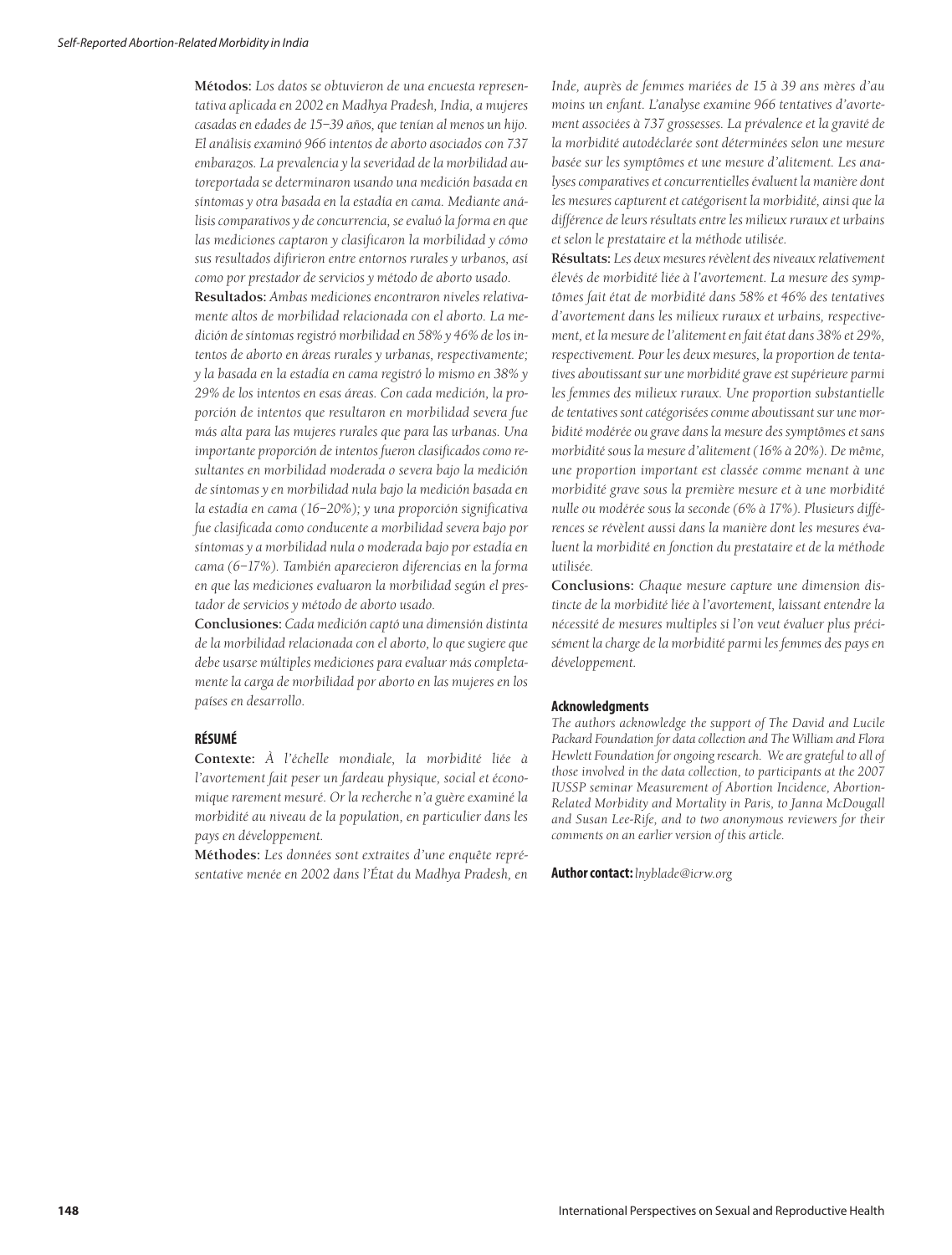**Métodos:** *Los datos se obtuvieron de una encuesta representativa aplicada en 2002 en Madhya Pradesh, India, a mujeres casadas en edades de 15–39 años, que tenían al menos un hijo. El análisis examinó 966 intentos de aborto asociados con 737 embarazos. La prevalencia y la severidad de la morbilidad autoreportada se determinaron usando una medición basada en síntomas y otra basada en la estadía en cama. Mediante análisis comparativos y de concurrencia, se evaluó la forma en que las mediciones captaron y clasificaron la morbilidad y cómo sus resultados difirieron entre entornos rurales y urbanos, así como por prestador de servicios y método de aborto usado.*

**Resultados:** *Ambas mediciones encontraron niveles relativamente altos de morbilidad relacionada con el aborto. La medición de síntomas registró morbilidad en 58% y 46% de los intentos de aborto en áreas rurales y urbanas, respectivamente; y la basada en la estadía en cama registró lo mismo en 38% y 29% de los intentos en esas áreas. Con cada medición, la proporción de intentos que resultaron en morbilidad severa fue más alta para las mujeres rurales que para las urbanas. Una importante proporción de intentos fueron clasificados como resultantes en morbilidad moderada o severa bajo la medición de síntomas y en morbilidad nula bajo la medición basada en la estadía en cama (16–20%); y una proporción significativa fue clasificada como conducente a morbilidad severa bajo por síntomas y a morbilidad nula o moderada bajo por estadía en cama (6–17%). También aparecieron diferencias en la forma en que las mediciones evaluaron la morbilidad según el prestador de servicios y método de aborto usado.*

**Conclusiones:** *Cada medición captó una dimensión distinta de la morbilidad relacionada con el aborto, lo que sugiere que debe usarse múltiples mediciones para evaluar más completamente la carga de morbilidad por aborto en las mujeres en los países en desarrollo.*

## RÉSUMÉ

**Contexte:** *À l'échelle mondiale, la morbidité liée à l'avortement fait peser un fardeau physique, social et économique rarement mesuré. Or la recherche n'a guère examiné la morbidité au niveau de la population, en particulier dans les pays en développement.*

**Méthodes:** *Les données sont extraites d'une enquête représentative menée en 2002 dans l'État du Madhya Pradesh, en Inde, auprès de femmes mariées de 15 à 39 ans mères d'au moins un enfant. L'analyse examine 966 tentatives d'avortement associées à 737 grossesses. La prévalence et la gravité de la morbidité autodéclarée sont déterminées selon une mesure basée sur les symptômes et une mesure d'alitement. Les analyses comparatives et concurrentielles évaluent la manière dont les mesures capturent et catégorisent la morbidité, ainsi que la différence de leurs résultats entre les milieux ruraux et urbains et selon le prestataire et la méthode utilisée.*

**Résultats:** *Les deux mesures révèlent des niveaux relativement élevés de morbidité liée à l'avortement. La mesure des symptômes fait état de morbidité dans 58% et 46% des tentatives d'avortement dans les milieux ruraux et urbains, respectivement, et la mesure de l'alitement en fait état dans 38% et 29%, respectivement. Pour les deux mesures, la proportion de tentatives aboutissant sur une morbidité grave est supérieure parmi les femmes des milieux ruraux. Une proportion substantielle de tentatives sont catégorisées comme aboutissant sur une morbidité modérée ou grave dans la mesure des symptômes et sans morbidité sous la mesure d'alitement (16% à 20%). De même, une proportion important est classée comme menant à une morbidité grave sous la première mesure et à une morbidité nulle ou modérée sous la seconde (6% à 17%). Plusieurs différences se révèlent aussi dans la manière dont les mesures évaluent la morbidité en fonction du prestataire et de la méthode utilisée.*

**Conclusions:** *Chaque mesure capture une dimension distincte de la morbidité liée à l'avortement, laissant entendre la nécessité de mesures multiples si l'on veut évaluer plus précisément la charge de la morbidité parmi les femmes des pays en développement.*

### Acknowledgments

*The authors acknowledge the support of The David and Lucile Packard Foundation for data collection and The William and Flora Hewlett Foundation for ongoing research. We are grateful to all of those involved in the data collection, to participants at the 2007 IUSSP seminar Measurement of Abortion Incidence, Abortion-Related Morbidity and Mortality in Paris, to Janna McDougall and Susan Lee-Rife, and to two anonymous reviewers for their comments on an earlier version of this article.*

**Author contact:** *lnyblade@icrw.org*